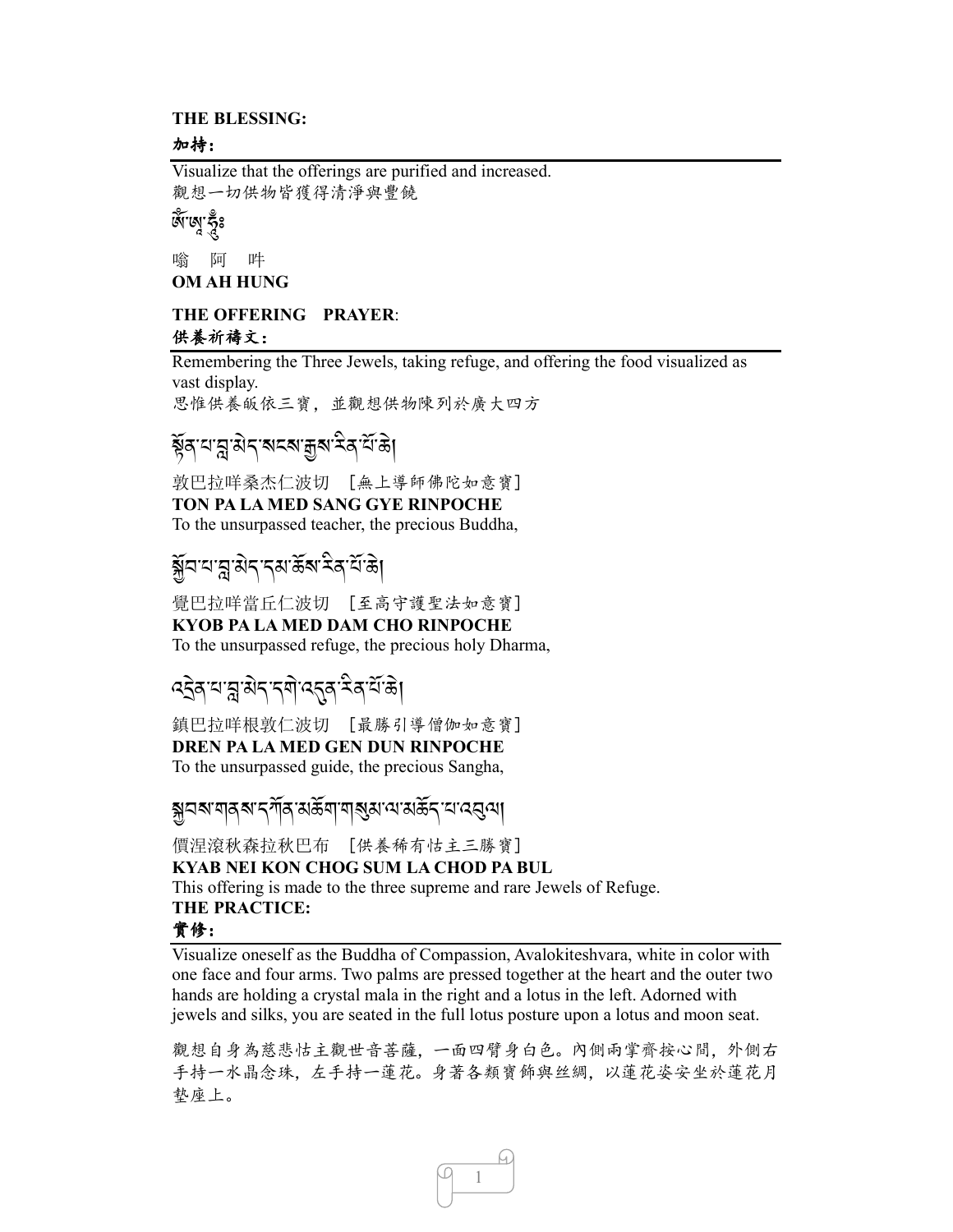**THE BLESSING:**

**加持:**

Visualize that the offerings are purified and increased.
觀想一切供物皆獲得清淨與豐饒

ཨོཾ་ཨཱ་ཧཱུྃ༔

嗡　阿　吽

**OM AH HUNG**

**THE OFFERING　PRAYER**:

**供養祈禱文:**

Remembering the Three Jewels, taking refuge, and offering the food visualized as vast display.
思惟供養皈依三寶，並觀想供物陳列於廣大四方

སྟོན་པ་བླ་མེད་སངས་རྒྱས་རིན་པོ་ཆེ།

敦巴拉咩桑杰仁波切　[無上導師佛陀如意寶]

**TON PA LA MED SANG GYE RINPOCHE**

To the unsurpassed teacher, the precious Buddha,

སྐྱོབ་པ་བླ་མེད་དམ་ཆོས་རིན་པོ་ཆེ།

覺巴拉咩當丘仁波切　[至高守護聖法如意寶]

**KYOB PA LA MED DAM CHO RINPOCHE**

To the unsurpassed refuge, the precious holy Dharma,

འདྲེན་པ་བླ་མེད་དགེ་འདུན་རིན་པོ་ཆེ།

鎮巴拉咩根敦仁波切　[最勝引導僧伽如意寶]

**DREN PA LA MED GEN DUN RINPOCHE**

To the unsurpassed guide, the precious Sangha,

སྐྱབས་གནས་དཀོན་མཆོག་གསུམ་ལ་མཆོད་པ་འབུལ།

價涅滾秋森拉秋巴布　[供養稀有怙主三勝寶]

**KYAB NEI KON CHOG SUM LA CHOD PA BUL**

This offering is made to the three supreme and rare Jewels of Refuge.

**THE PRACTICE:**

**實修:**

Visualize oneself as the Buddha of Compassion, Avalokiteshvara, white in color with one face and four arms. Two palms are pressed together at the heart and the outer two hands are holding a crystal mala in the right and a lotus in the left. Adorned with jewels and silks, you are seated in the full lotus posture upon a lotus and moon seat.

觀想自身為慈悲怙主觀世音菩薩，一面四臂身白色。內側兩掌齊按心間，外側右手持一水晶念珠，左手持一蓮花。身著各類寶飾與丝綢，以蓮花姿安坐於蓮花月墊座上。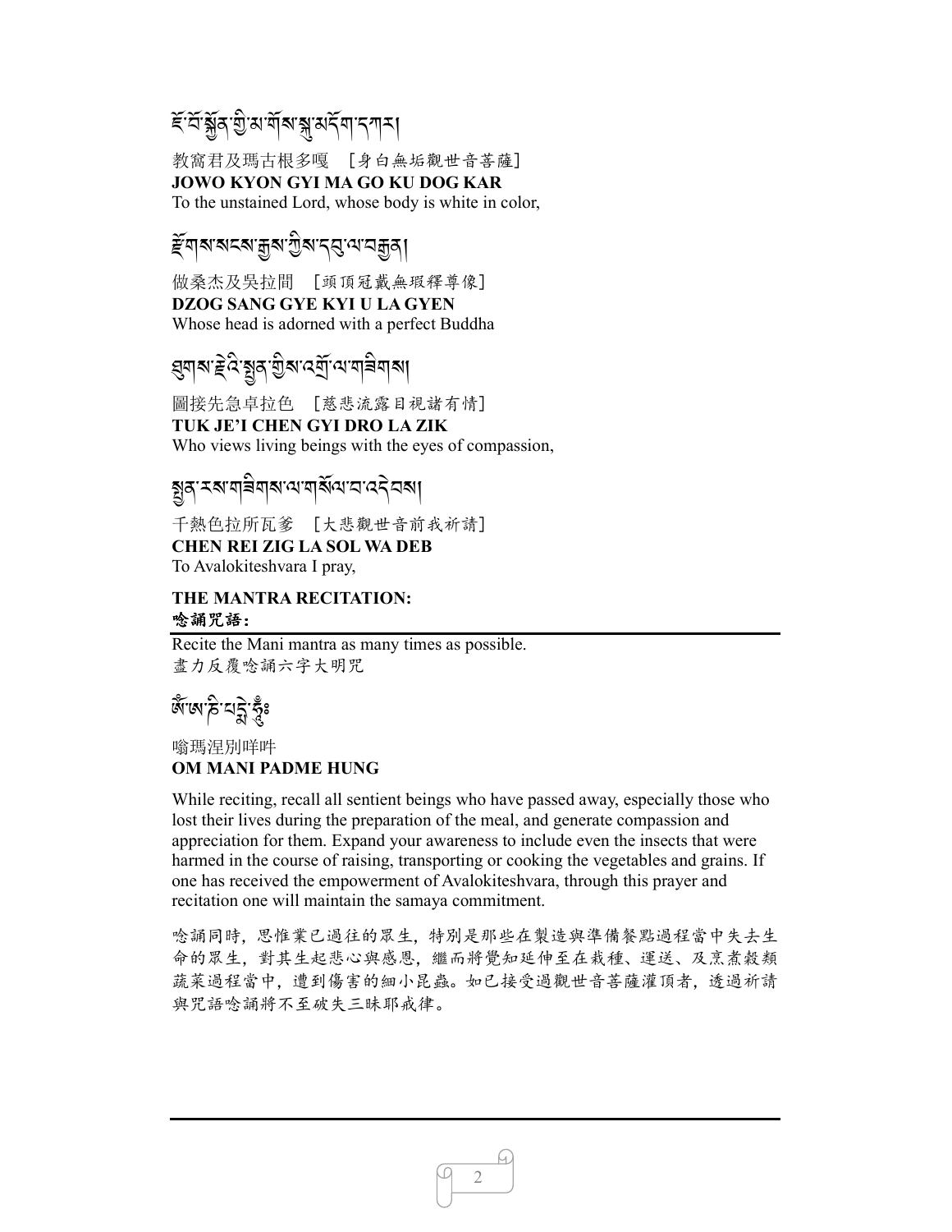ཇོ་བོ་སྐྱོན་གྱིས་མ་གོས་སྐུ་མདོག་དཀར།

教窩君及瑪古根多嘎　[身白無垢觀世音菩薩]
**JOWO KYON GYI MA GO KU DOG KAR**
To the unstained Lord, whose body is white in color,

རྫོགས་སངས་རྒྱས་ཀྱིས་དབུ་ལ་བརྒྱན།

做桑杰及吳拉間　[頭頂冠戴無瑕釋尊像]
**DZOG SANG GYE KYI U LA GYEN**
Whose head is adorned with a perfect Buddha

ཐུགས་རྗེའི་སྤྱན་གྱིས་འགྲོ་ལ་གཟིགས།

圖接先急卓拉色　[慈悲流露目視諸有情]
**TUK JE'I CHEN GYI DRO LA ZIK**
Who views living beings with the eyes of compassion,

སྤྱན་རས་གཟིགས་ལ་གསོལ་བ་འདེབས།

千熱色拉所瓦爹　[大悲觀世音前我祈請]
**CHEN REI ZIG LA SOL WA DEB**
To Avalokiteshvara I pray,

**THE MANTRA RECITATION:**
**唸誦咒語：**

Recite the Mani mantra as many times as possible.
盡力反覆唸誦六字大明咒

ཨོཾ་མ་ཎི་པདྨེ་ཧཱུྃ༔

嗡瑪涅別咩吽
**OM MANI PADME HUNG**

While reciting, recall all sentient beings who have passed away, especially those who lost their lives during the preparation of the meal, and generate compassion and appreciation for them. Expand your awareness to include even the insects that were harmed in the course of raising, transporting or cooking the vegetables and grains. If one has received the empowerment of Avalokiteshvara, through this prayer and recitation one will maintain the samaya commitment.

唸誦同時，思惟業已過往的眾生，特別是那些在製造與準備餐點過程當中失去生命的眾生，對其生起悲心與感恩，繼而將覺知延伸至在栽種、運送、及烹煮穀類蔬菜過程當中，遭到傷害的細小昆蟲。如已接受過觀世音菩薩灌頂者，透過祈請與咒語唸誦將不至破失三昧耶戒律。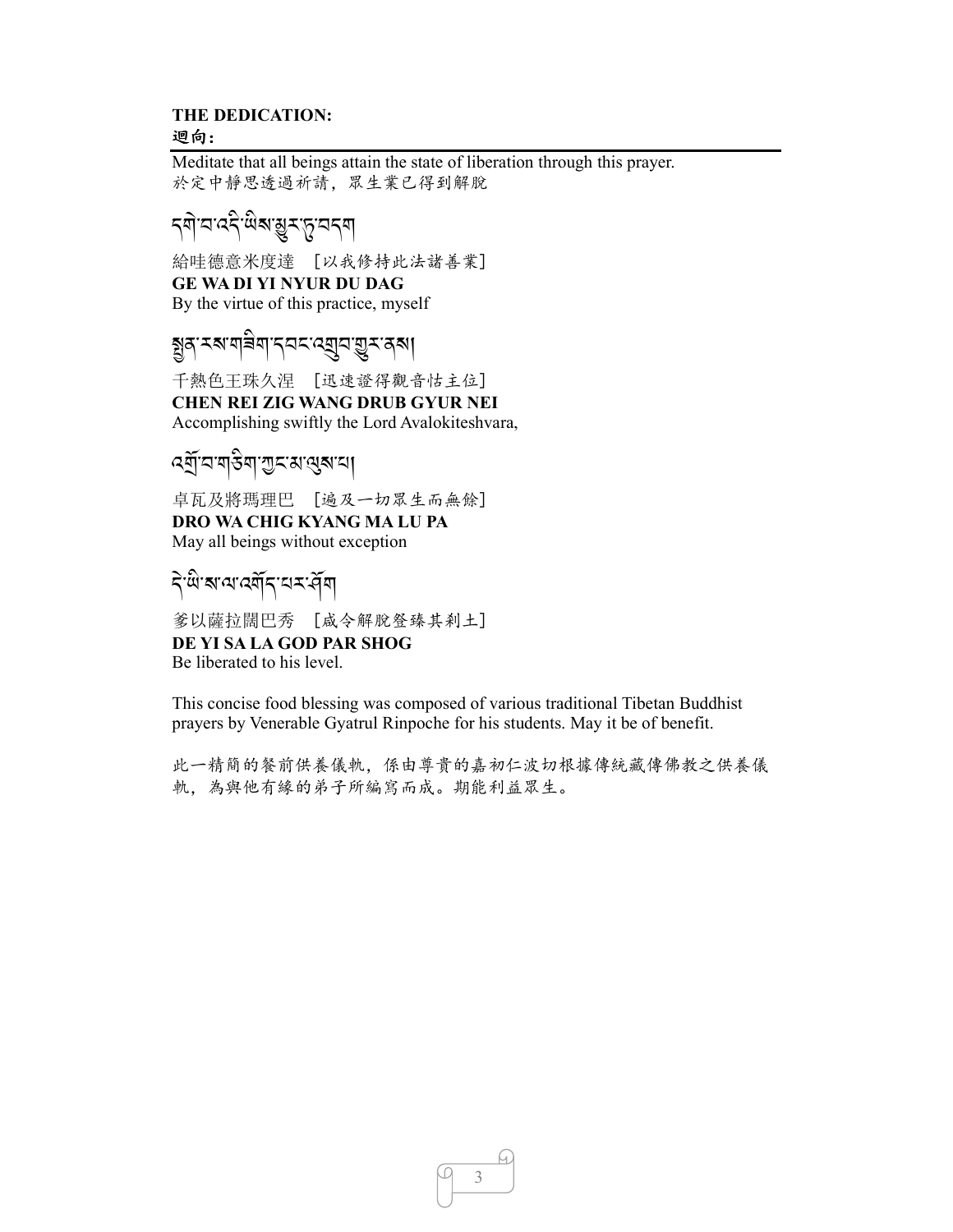**THE DEDICATION:**
**迴向：**

Meditate that all beings attain the state of liberation through this prayer.
於定中靜思透過祈請，眾生業已得到解脫

དགེ་བ་འདི་ཡིས་མྱུར་དུ་བདག

給哇德意米度達　[以我修持此法諸善業]
**GE WA DI YI NYUR DU DAG**
By the virtue of this practice, myself

སྤྱན་རས་གཟིགས་དབང་འགྲུབ་གྱུར་ནས།

千熱色王珠久涅　[迅速證得觀音怙主位]
**CHEN REI ZIG WANG DRUB GYUR NEI**
Accomplishing swiftly the Lord Avalokiteshvara,

འགྲོ་བ་གཅིག་ཀྱང་མ་ལུས་པ།

卓瓦及將瑪理巴　[遍及一切眾生而無餘]
**DRO WA CHIG KYANG MA LU PA**
May all beings without exception

དེ་ཡི་ས་ལ་འགོད་པར་ཤོག

爹以薩拉闊巴秀　[咸令解脫登臻其剎土]
**DE YI SA LA GOD PAR SHOG**
Be liberated to his level.

This concise food blessing was composed of various traditional Tibetan Buddhist prayers by Venerable Gyatrul Rinpoche for his students. May it be of benefit.

此一精簡的餐前供養儀軌，係由尊貴的嘉初仁波切根據傳統藏傳佛教之供養儀軌，為與他有緣的弟子所編寫而成。期能利益眾生。